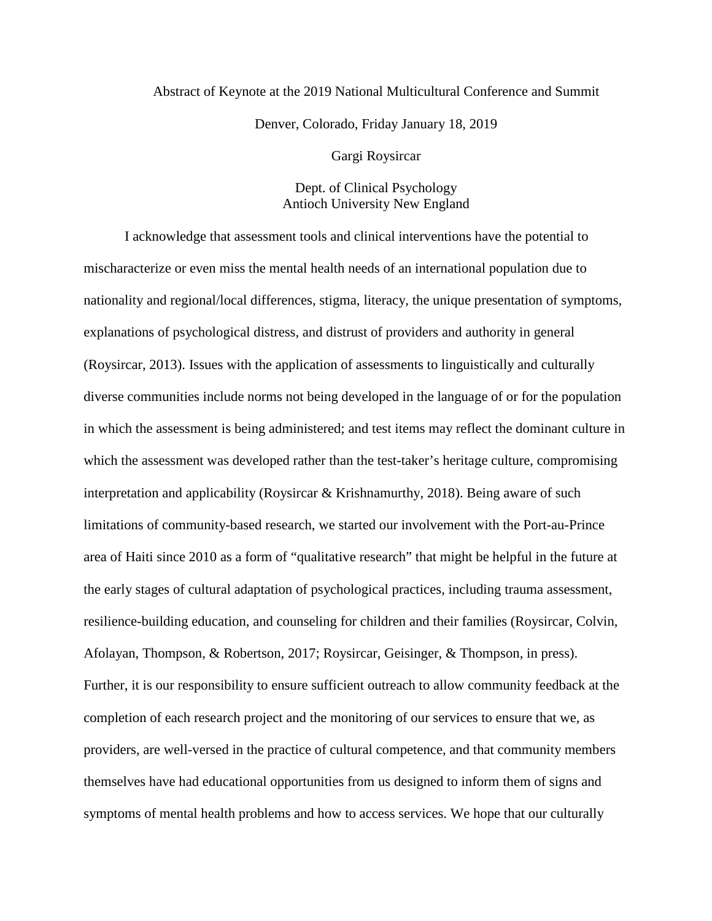Abstract of Keynote at the 2019 National Multicultural Conference and Summit

Denver, Colorado, Friday January 18, 2019

Gargi Roysircar

Dept. of Clinical Psychology
Antioch University New England

I acknowledge that assessment tools and clinical interventions have the potential to mischaracterize or even miss the mental health needs of an international population due to nationality and regional/local differences, stigma, literacy, the unique presentation of symptoms, explanations of psychological distress, and distrust of providers and authority in general (Roysircar, 2013). Issues with the application of assessments to linguistically and culturally diverse communities include norms not being developed in the language of or for the population in which the assessment is being administered; and test items may reflect the dominant culture in which the assessment was developed rather than the test-taker's heritage culture, compromising interpretation and applicability (Roysircar & Krishnamurthy, 2018). Being aware of such limitations of community-based research, we started our involvement with the Port-au-Prince area of Haiti since 2010 as a form of "qualitative research" that might be helpful in the future at the early stages of cultural adaptation of psychological practices, including trauma assessment, resilience-building education, and counseling for children and their families (Roysircar, Colvin, Afolayan, Thompson, & Robertson, 2017; Roysircar, Geisinger, & Thompson, in press). Further, it is our responsibility to ensure sufficient outreach to allow community feedback at the completion of each research project and the monitoring of our services to ensure that we, as providers, are well-versed in the practice of cultural competence, and that community members themselves have had educational opportunities from us designed to inform them of signs and symptoms of mental health problems and how to access services. We hope that our culturally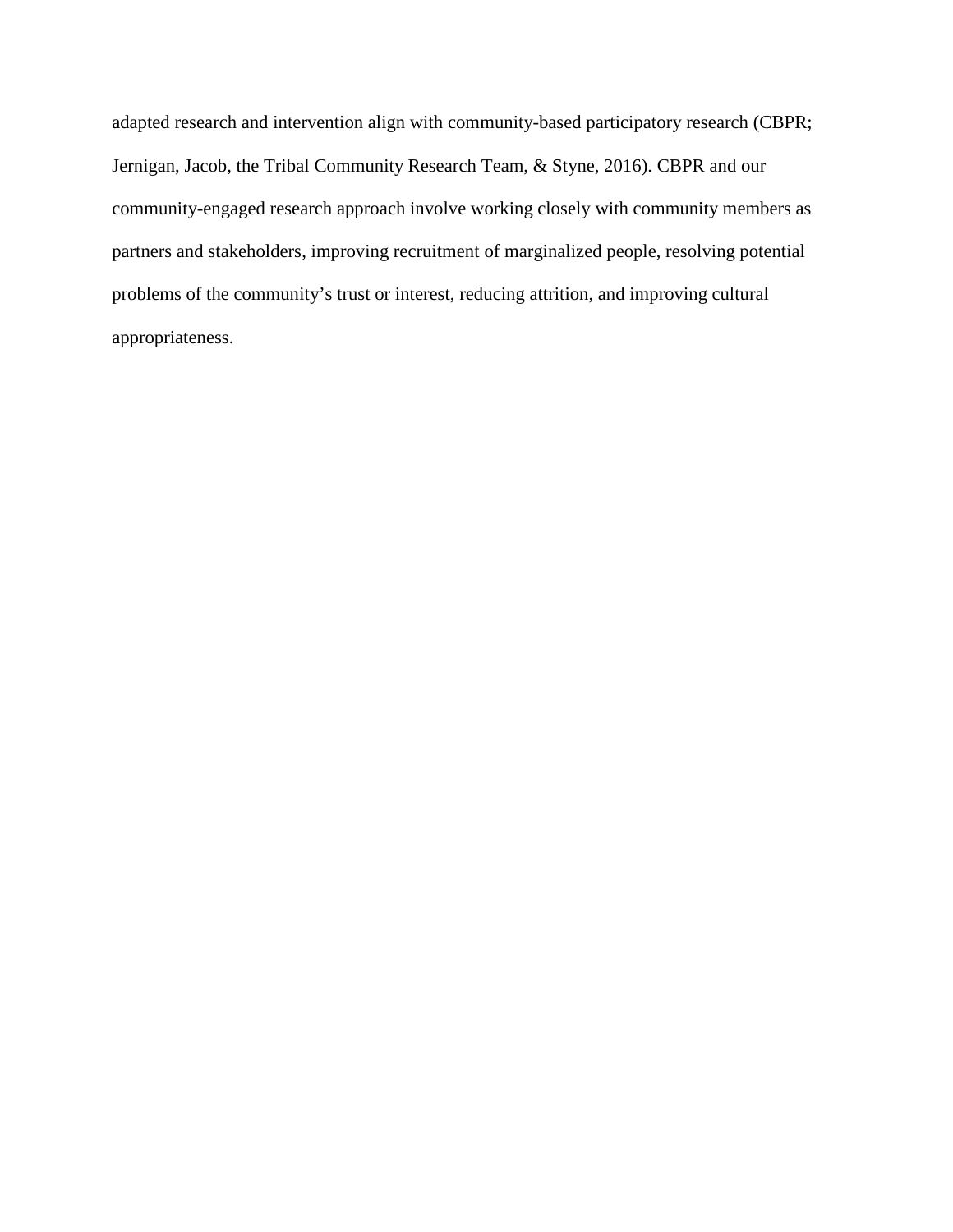adapted research and intervention align with community-based participatory research (CBPR; Jernigan, Jacob, the Tribal Community Research Team, & Styne, 2016). CBPR and our community-engaged research approach involve working closely with community members as partners and stakeholders, improving recruitment of marginalized people, resolving potential problems of the community's trust or interest, reducing attrition, and improving cultural appropriateness.